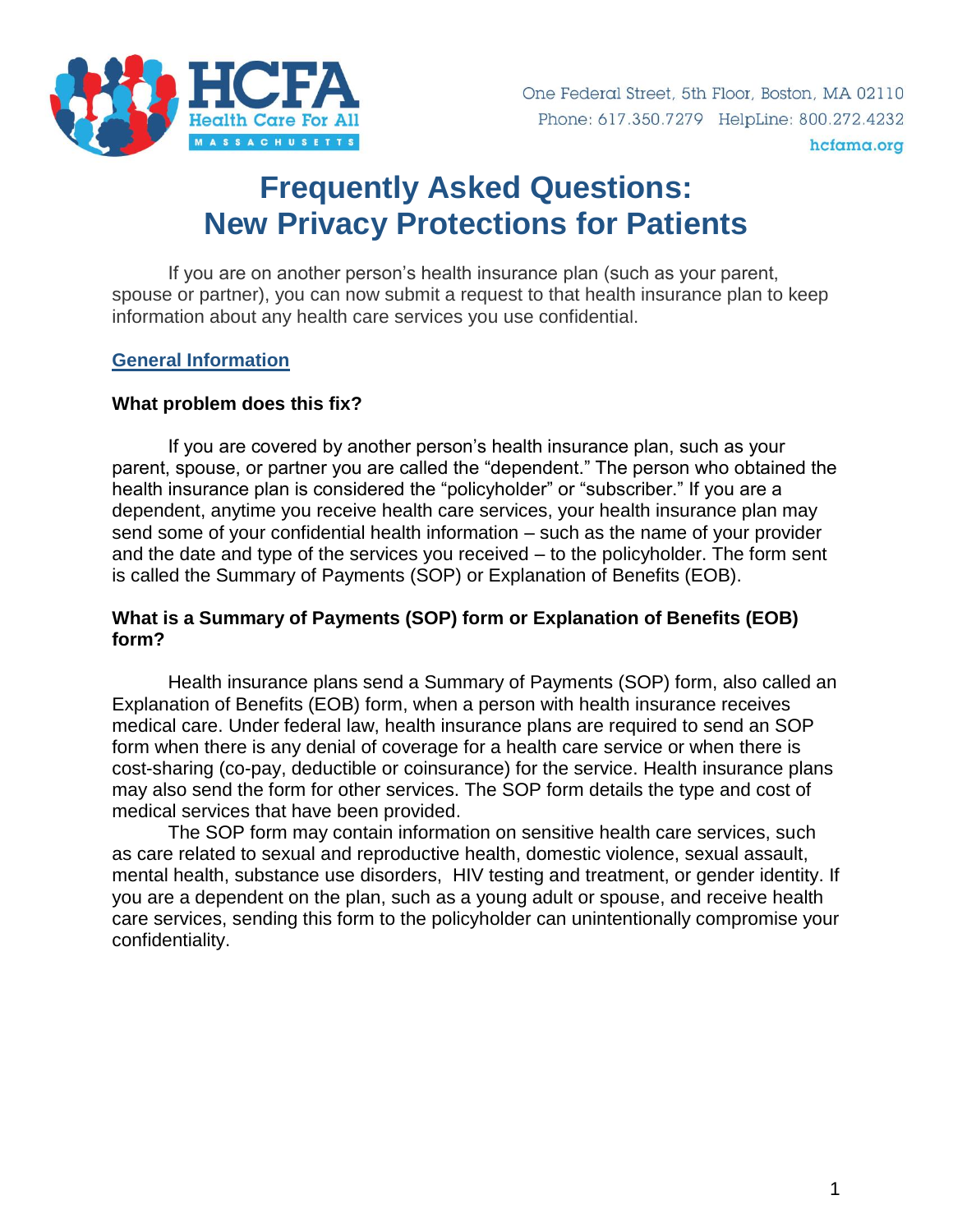HCFA Health Care For All MASSACHUSETTS

One Federal Street, 5th Floor, Boston, MA 02110
Phone: 617.350.7279 HelpLine: 800.272.4232
hcfama.org

# Frequently Asked Questions: New Privacy Protections for Patients

If you are on another person's health insurance plan (such as your parent, spouse or partner), you can now submit a request to that health insurance plan to keep information about any health care services you use confidential.

## General Information

### What problem does this fix?

If you are covered by another person's health insurance plan, such as your parent, spouse, or partner you are called the "dependent." The person who obtained the health insurance plan is considered the "policyholder" or "subscriber." If you are a dependent, anytime you receive health care services, your health insurance plan may send some of your confidential health information – such as the name of your provider and the date and type of the services you received – to the policyholder. The form sent is called the Summary of Payments (SOP) or Explanation of Benefits (EOB).

### What is a Summary of Payments (SOP) form or Explanation of Benefits (EOB) form?

Health insurance plans send a Summary of Payments (SOP) form, also called an Explanation of Benefits (EOB) form, when a person with health insurance receives medical care. Under federal law, health insurance plans are required to send an SOP form when there is any denial of coverage for a health care service or when there is cost-sharing (co-pay, deductible or coinsurance) for the service. Health insurance plans may also send the form for other services. The SOP form details the type and cost of medical services that have been provided.

The SOP form may contain information on sensitive health care services, such as care related to sexual and reproductive health, domestic violence, sexual assault, mental health, substance use disorders, HIV testing and treatment, or gender identity. If you are a dependent on the plan, such as a young adult or spouse, and receive health care services, sending this form to the policyholder can unintentionally compromise your confidentiality.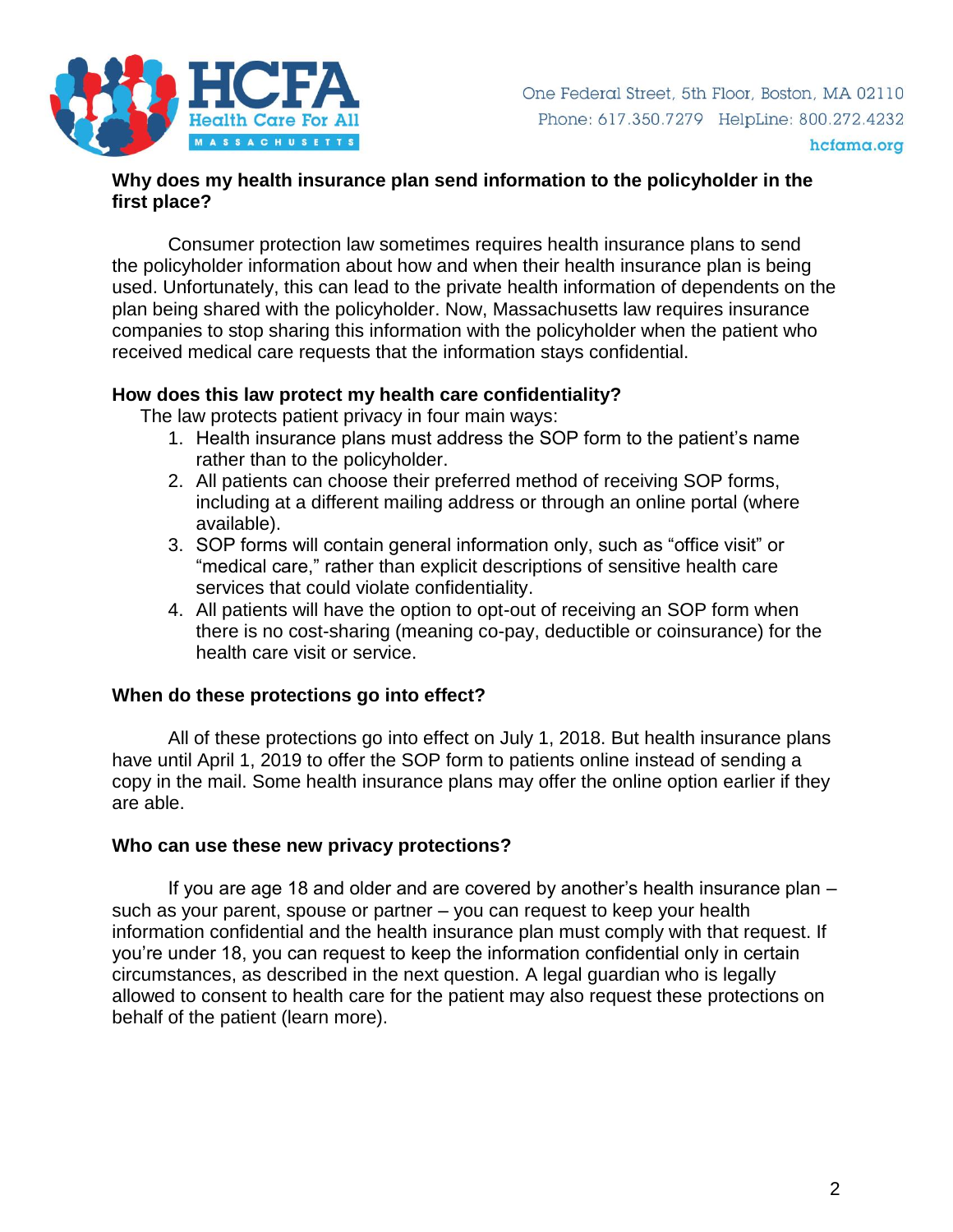### Why does my health insurance plan send information to the policyholder in the first place?

Consumer protection law sometimes requires health insurance plans to send the policyholder information about how and when their health insurance plan is being used. Unfortunately, this can lead to the private health information of dependents on the plan being shared with the policyholder. Now, Massachusetts law requires insurance companies to stop sharing this information with the policyholder when the patient who received medical care requests that the information stays confidential.

### How does this law protect my health care confidentiality?

The law protects patient privacy in four main ways:

1. Health insurance plans must address the SOP form to the patient's name rather than to the policyholder.
2. All patients can choose their preferred method of receiving SOP forms, including at a different mailing address or through an online portal (where available).
3. SOP forms will contain general information only, such as "office visit" or "medical care," rather than explicit descriptions of sensitive health care services that could violate confidentiality.
4. All patients will have the option to opt-out of receiving an SOP form when there is no cost-sharing (meaning co-pay, deductible or coinsurance) for the health care visit or service.

### When do these protections go into effect?

All of these protections go into effect on July 1, 2018. But health insurance plans have until April 1, 2019 to offer the SOP form to patients online instead of sending a copy in the mail. Some health insurance plans may offer the online option earlier if they are able.

### Who can use these new privacy protections?

If you are age 18 and older and are covered by another's health insurance plan – such as your parent, spouse or partner – you can request to keep your health information confidential and the health insurance plan must comply with that request. If you're under 18, you can request to keep the information confidential only in certain circumstances, as described in the next question. A legal guardian who is legally allowed to consent to health care for the patient may also request these protections on behalf of the patient (learn more).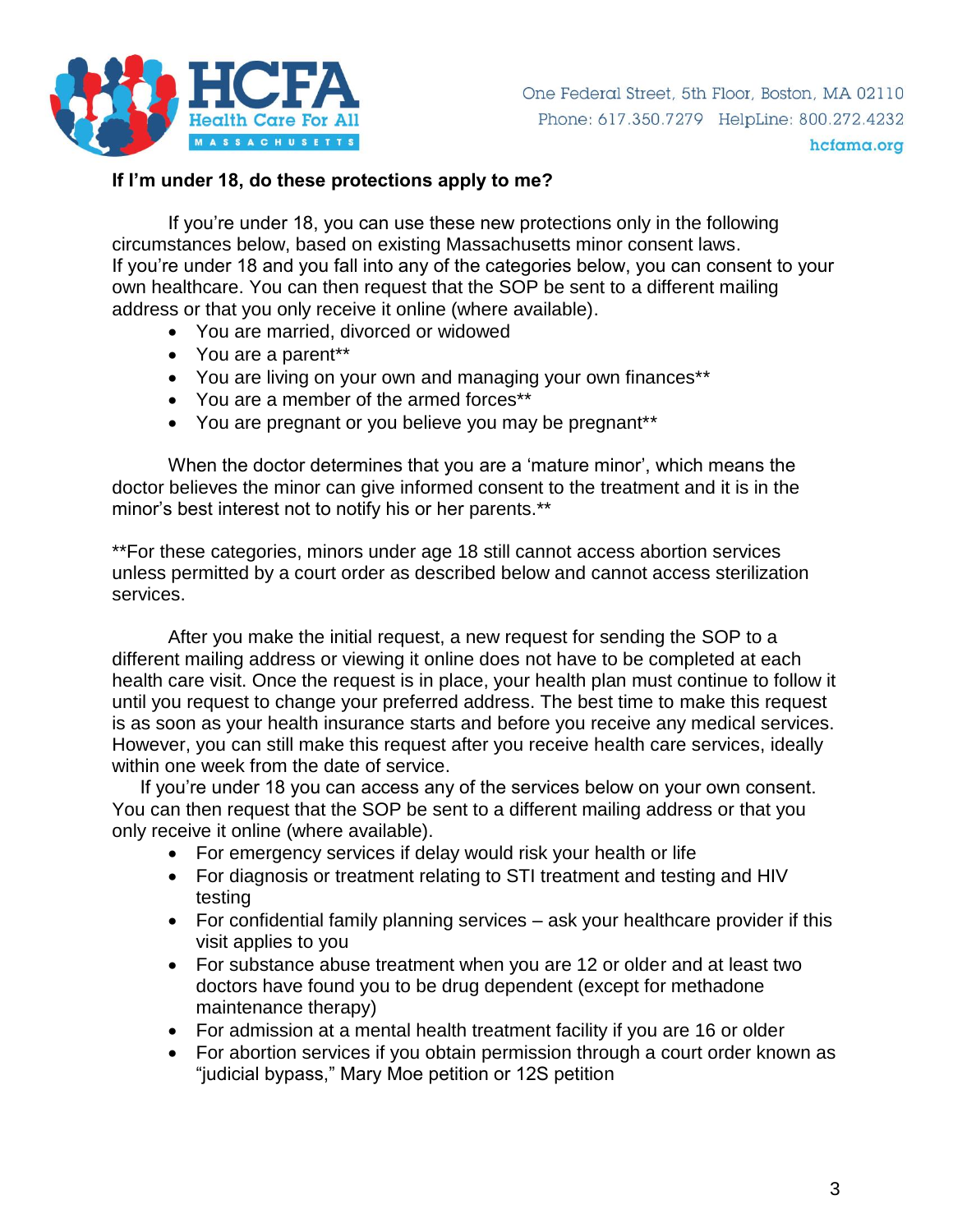**If I'm under 18, do these protections apply to me?**

If you're under 18, you can use these new protections only in the following circumstances below, based on existing Massachusetts minor consent laws. If you're under 18 and you fall into any of the categories below, you can consent to your own healthcare. You can then request that the SOP be sent to a different mailing address or that you only receive it online (where available).

- You are married, divorced or widowed
- You are a parent**
- You are living on your own and managing your own finances**
- You are a member of the armed forces**
- You are pregnant or you believe you may be pregnant**

When the doctor determines that you are a 'mature minor', which means the doctor believes the minor can give informed consent to the treatment and it is in the minor's best interest not to notify his or her parents.**

**For these categories, minors under age 18 still cannot access abortion services unless permitted by a court order as described below and cannot access sterilization services.

After you make the initial request, a new request for sending the SOP to a different mailing address or viewing it online does not have to be completed at each health care visit. Once the request is in place, your health plan must continue to follow it until you request to change your preferred address. The best time to make this request is as soon as your health insurance starts and before you receive any medical services. However, you can still make this request after you receive health care services, ideally within one week from the date of service.

If you're under 18 you can access any of the services below on your own consent. You can then request that the SOP be sent to a different mailing address or that you only receive it online (where available).

- For emergency services if delay would risk your health or life
- For diagnosis or treatment relating to STI treatment and testing and HIV testing
- For confidential family planning services – ask your healthcare provider if this visit applies to you
- For substance abuse treatment when you are 12 or older and at least two doctors have found you to be drug dependent (except for methadone maintenance therapy)
- For admission at a mental health treatment facility if you are 16 or older
- For abortion services if you obtain permission through a court order known as "judicial bypass," Mary Moe petition or 12S petition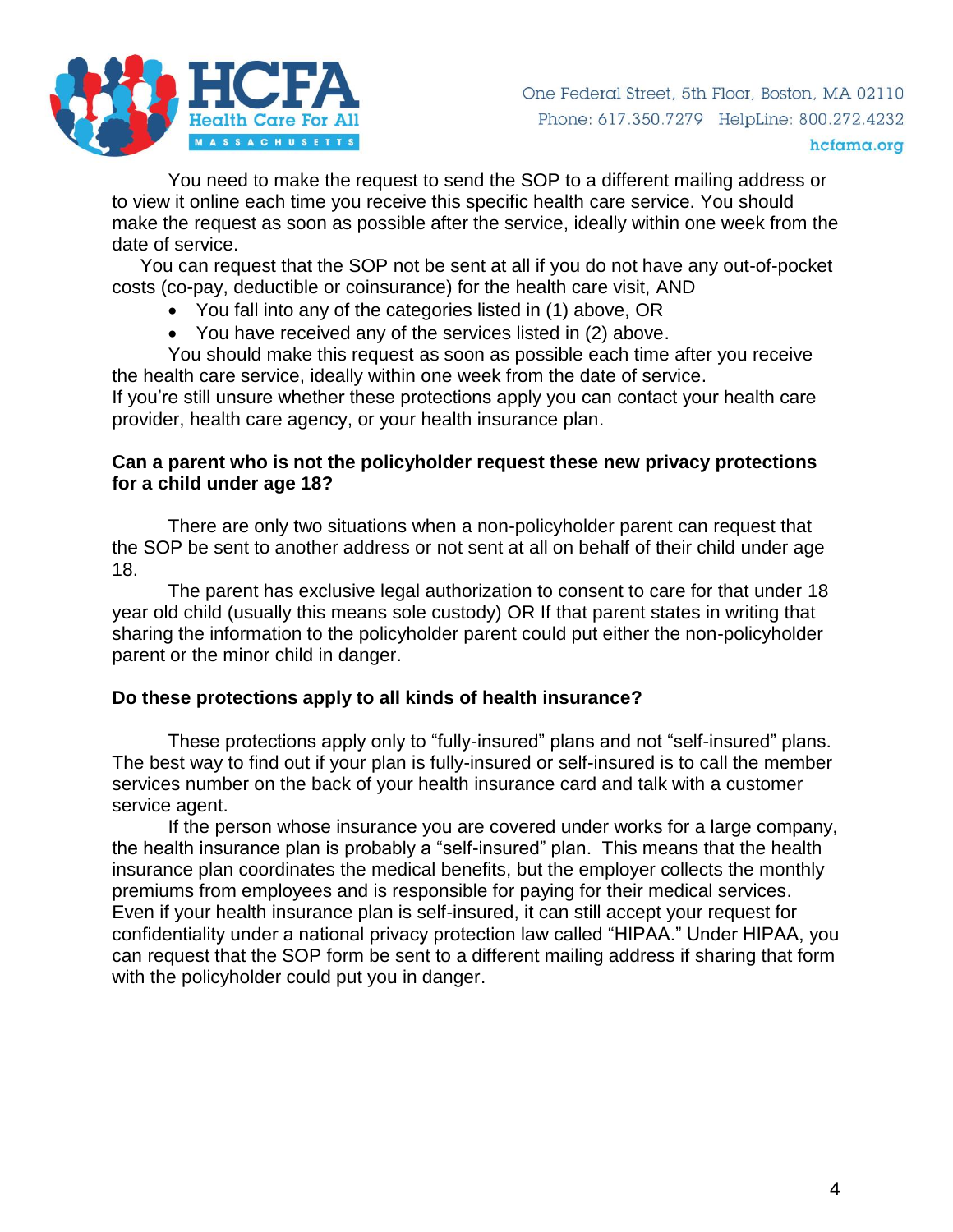You need to make the request to send the SOP to a different mailing address or to view it online each time you receive this specific health care service. You should make the request as soon as possible after the service, ideally within one week from the date of service.

You can request that the SOP not be sent at all if you do not have any out-of-pocket costs (co-pay, deductible or coinsurance) for the health care visit, AND

- You fall into any of the categories listed in (1) above, OR
- You have received any of the services listed in (2) above.

You should make this request as soon as possible each time after you receive the health care service, ideally within one week from the date of service.

If you're still unsure whether these protections apply you can contact your health care provider, health care agency, or your health insurance plan.

**Can a parent who is not the policyholder request these new privacy protections for a child under age 18?**

There are only two situations when a non-policyholder parent can request that the SOP be sent to another address or not sent at all on behalf of their child under age 18.

The parent has exclusive legal authorization to consent to care for that under 18 year old child (usually this means sole custody) OR If that parent states in writing that sharing the information to the policyholder parent could put either the non-policyholder parent or the minor child in danger.

**Do these protections apply to all kinds of health insurance?**

These protections apply only to "fully-insured" plans and not "self-insured" plans. The best way to find out if your plan is fully-insured or self-insured is to call the member services number on the back of your health insurance card and talk with a customer service agent.

If the person whose insurance you are covered under works for a large company, the health insurance plan is probably a "self-insured" plan. This means that the health insurance plan coordinates the medical benefits, but the employer collects the monthly premiums from employees and is responsible for paying for their medical services. Even if your health insurance plan is self-insured, it can still accept your request for confidentiality under a national privacy protection law called "HIPAA." Under HIPAA, you can request that the SOP form be sent to a different mailing address if sharing that form with the policyholder could put you in danger.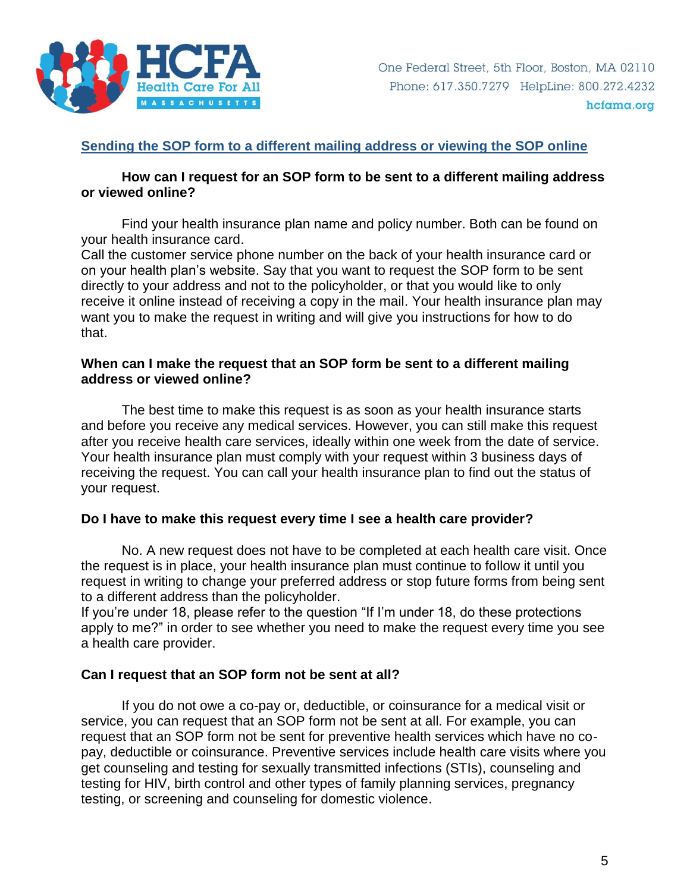## Sending the SOP form to a different mailing address or viewing the SOP online

### How can I request for an SOP form to be sent to a different mailing address or viewed online?

Find your health insurance plan name and policy number. Both can be found on your health insurance card.

Call the customer service phone number on the back of your health insurance card or on your health plan's website. Say that you want to request the SOP form to be sent directly to your address and not to the policyholder, or that you would like to only receive it online instead of receiving a copy in the mail. Your health insurance plan may want you to make the request in writing and will give you instructions for how to do that.

### When can I make the request that an SOP form be sent to a different mailing address or viewed online?

The best time to make this request is as soon as your health insurance starts and before you receive any medical services. However, you can still make this request after you receive health care services, ideally within one week from the date of service. Your health insurance plan must comply with your request within 3 business days of receiving the request. You can call your health insurance plan to find out the status of your request.

### Do I have to make this request every time I see a health care provider?

No. A new request does not have to be completed at each health care visit. Once the request is in place, your health insurance plan must continue to follow it until you request in writing to change your preferred address or stop future forms from being sent to a different address than the policyholder.

If you're under 18, please refer to the question "If I'm under 18, do these protections apply to me?" in order to see whether you need to make the request every time you see a health care provider.

### Can I request that an SOP form not be sent at all?

If you do not owe a co-pay or, deductible, or coinsurance for a medical visit or service, you can request that an SOP form not be sent at all. For example, you can request that an SOP form not be sent for preventive health services which have no co-pay, deductible or coinsurance. Preventive services include health care visits where you get counseling and testing for sexually transmitted infections (STIs), counseling and testing for HIV, birth control and other types of family planning services, pregnancy testing, or screening and counseling for domestic violence.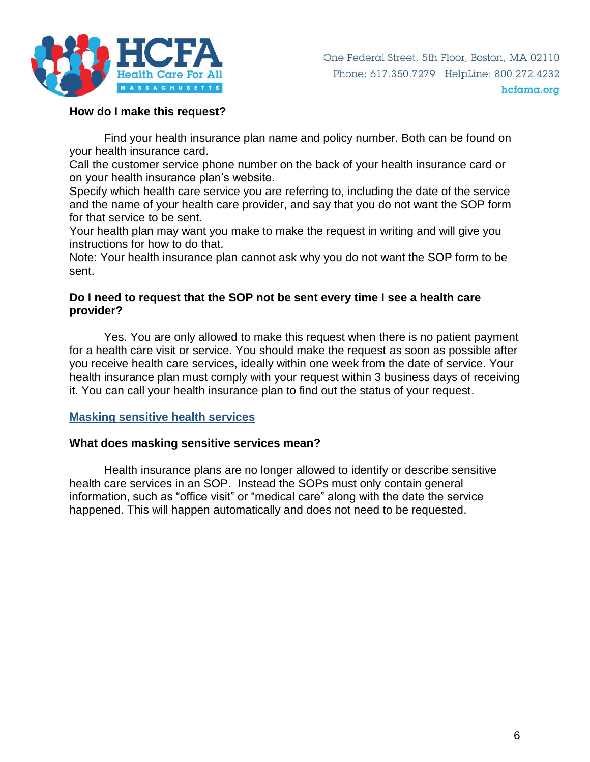**How do I make this request?**

Find your health insurance plan name and policy number. Both can be found on your health insurance card.

Call the customer service phone number on the back of your health insurance card or on your health insurance plan's website.

Specify which health care service you are referring to, including the date of the service and the name of your health care provider, and say that you do not want the SOP form for that service to be sent.

Your health plan may want you make to make the request in writing and will give you instructions for how to do that.

Note: Your health insurance plan cannot ask why you do not want the SOP form to be sent.

**Do I need to request that the SOP not be sent every time I see a health care provider?**

Yes. You are only allowed to make this request when there is no patient payment for a health care visit or service. You should make the request as soon as possible after you receive health care services, ideally within one week from the date of service. Your health insurance plan must comply with your request within 3 business days of receiving it. You can call your health insurance plan to find out the status of your request.

## Masking sensitive health services

**What does masking sensitive services mean?**

Health insurance plans are no longer allowed to identify or describe sensitive health care services in an SOP. Instead the SOPs must only contain general information, such as "office visit" or "medical care" along with the date the service happened. This will happen automatically and does not need to be requested.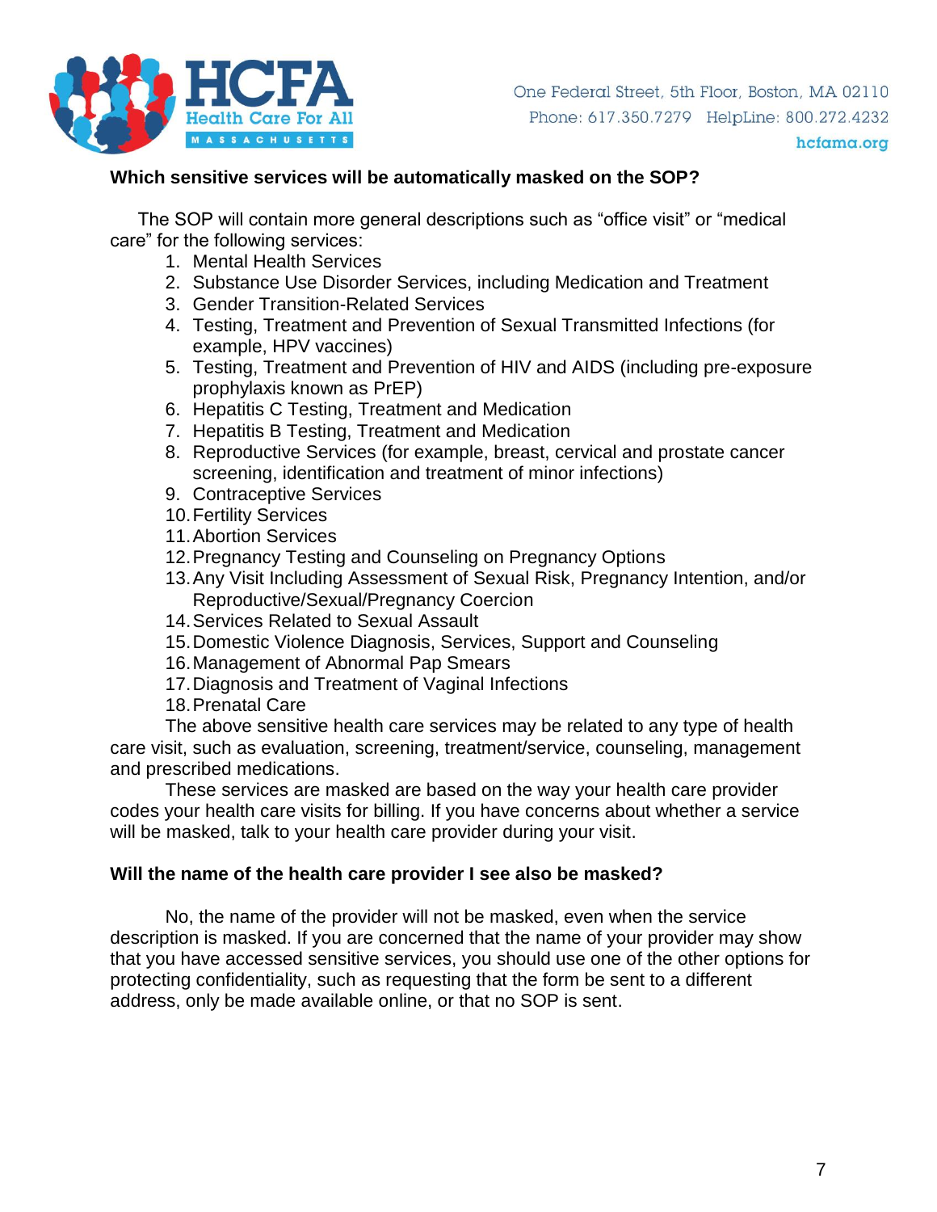**Which sensitive services will be automatically masked on the SOP?**

The SOP will contain more general descriptions such as "office visit" or "medical care" for the following services:

1. Mental Health Services
2. Substance Use Disorder Services, including Medication and Treatment
3. Gender Transition-Related Services
4. Testing, Treatment and Prevention of Sexual Transmitted Infections (for example, HPV vaccines)
5. Testing, Treatment and Prevention of HIV and AIDS (including pre-exposure prophylaxis known as PrEP)
6. Hepatitis C Testing, Treatment and Medication
7. Hepatitis B Testing, Treatment and Medication
8. Reproductive Services (for example, breast, cervical and prostate cancer screening, identification and treatment of minor infections)
9. Contraceptive Services
10. Fertility Services
11. Abortion Services
12. Pregnancy Testing and Counseling on Pregnancy Options
13. Any Visit Including Assessment of Sexual Risk, Pregnancy Intention, and/or Reproductive/Sexual/Pregnancy Coercion
14. Services Related to Sexual Assault
15. Domestic Violence Diagnosis, Services, Support and Counseling
16. Management of Abnormal Pap Smears
17. Diagnosis and Treatment of Vaginal Infections
18. Prenatal Care

The above sensitive health care services may be related to any type of health care visit, such as evaluation, screening, treatment/service, counseling, management and prescribed medications.

These services are masked are based on the way your health care provider codes your health care visits for billing. If you have concerns about whether a service will be masked, talk to your health care provider during your visit.

**Will the name of the health care provider I see also be masked?**

No, the name of the provider will not be masked, even when the service description is masked. If you are concerned that the name of your provider may show that you have accessed sensitive services, you should use one of the other options for protecting confidentiality, such as requesting that the form be sent to a different address, only be made available online, or that no SOP is sent.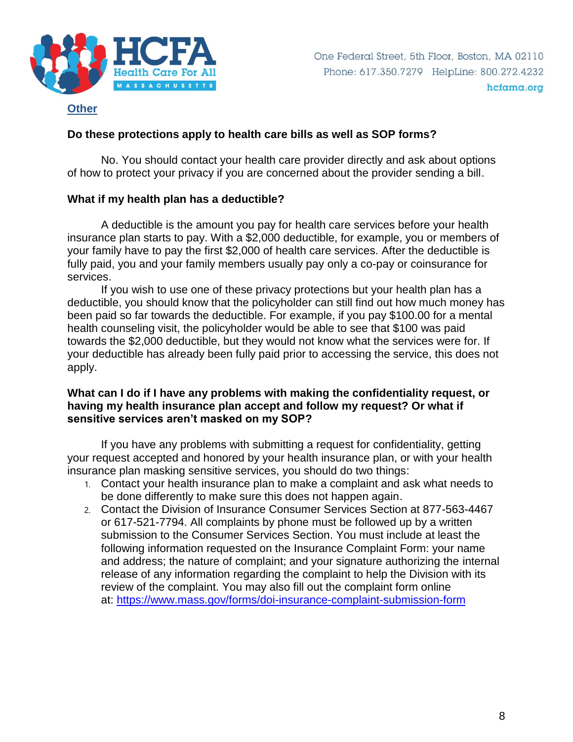## Other

**Do these protections apply to health care bills as well as SOP forms?**

No. You should contact your health care provider directly and ask about options of how to protect your privacy if you are concerned about the provider sending a bill.

**What if my health plan has a deductible?**

A deductible is the amount you pay for health care services before your health insurance plan starts to pay. With a $2,000 deductible, for example, you or members of your family have to pay the first $2,000 of health care services. After the deductible is fully paid, you and your family members usually pay only a co-pay or coinsurance for services.

If you wish to use one of these privacy protections but your health plan has a deductible, you should know that the policyholder can still find out how much money has been paid so far towards the deductible. For example, if you pay $100.00 for a mental health counseling visit, the policyholder would be able to see that $100 was paid towards the $2,000 deductible, but they would not know what the services were for. If your deductible has already been fully paid prior to accessing the service, this does not apply.

**What can I do if I have any problems with making the confidentiality request, or having my health insurance plan accept and follow my request? Or what if sensitive services aren't masked on my SOP?**

If you have any problems with submitting a request for confidentiality, getting your request accepted and honored by your health insurance plan, or with your health insurance plan masking sensitive services, you should do two things:

1. Contact your health insurance plan to make a complaint and ask what needs to be done differently to make sure this does not happen again.
2. Contact the Division of Insurance Consumer Services Section at 877-563-4467 or 617-521-7794. All complaints by phone must be followed up by a written submission to the Consumer Services Section. You must include at least the following information requested on the Insurance Complaint Form: your name and address; the nature of complaint; and your signature authorizing the internal release of any information regarding the complaint to help the Division with its review of the complaint. You may also fill out the complaint form online at: https://www.mass.gov/forms/doi-insurance-complaint-submission-form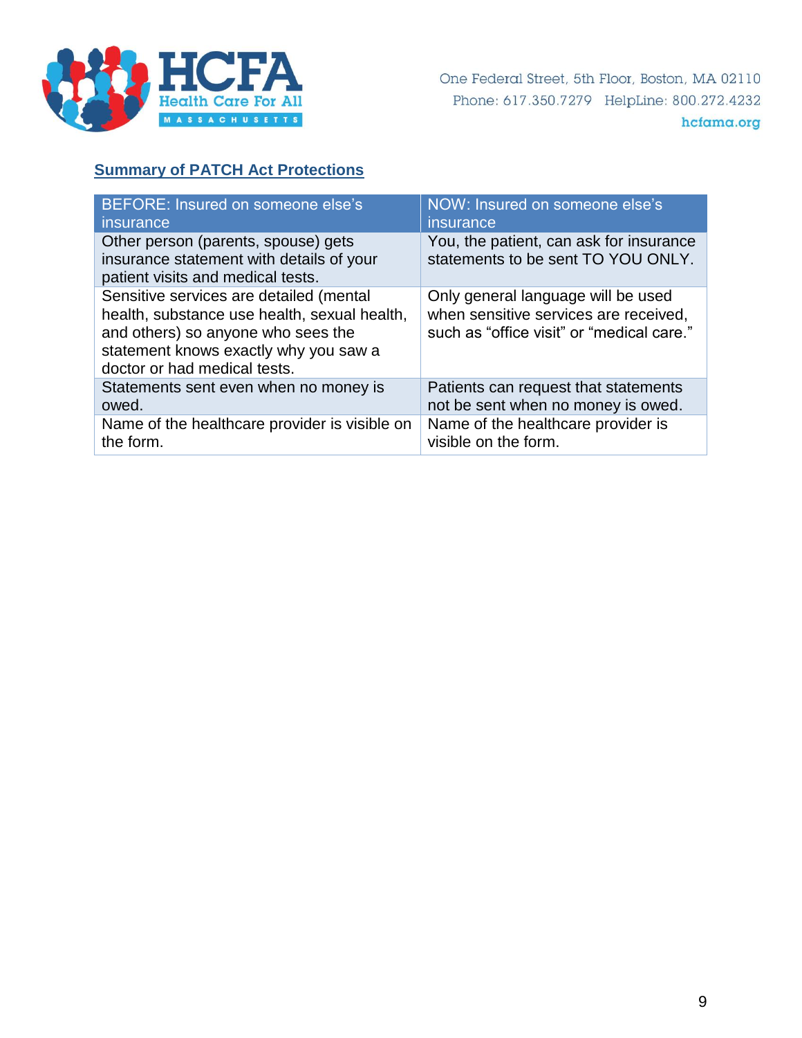## Summary of PATCH Act Protections

| BEFORE: Insured on someone else's insurance | NOW: Insured on someone else's insurance |
| --- | --- |
| Other person (parents, spouse) gets insurance statement with details of your patient visits and medical tests. | You, the patient, can ask for insurance statements to be sent TO YOU ONLY. |
| Sensitive services are detailed (mental health, substance use health, sexual health, and others) so anyone who sees the statement knows exactly why you saw a doctor or had medical tests. | Only general language will be used when sensitive services are received, such as "office visit" or "medical care." |
| Statements sent even when no money is owed. | Patients can request that statements not be sent when no money is owed. |
| Name of the healthcare provider is visible on the form. | Name of the healthcare provider is visible on the form. |